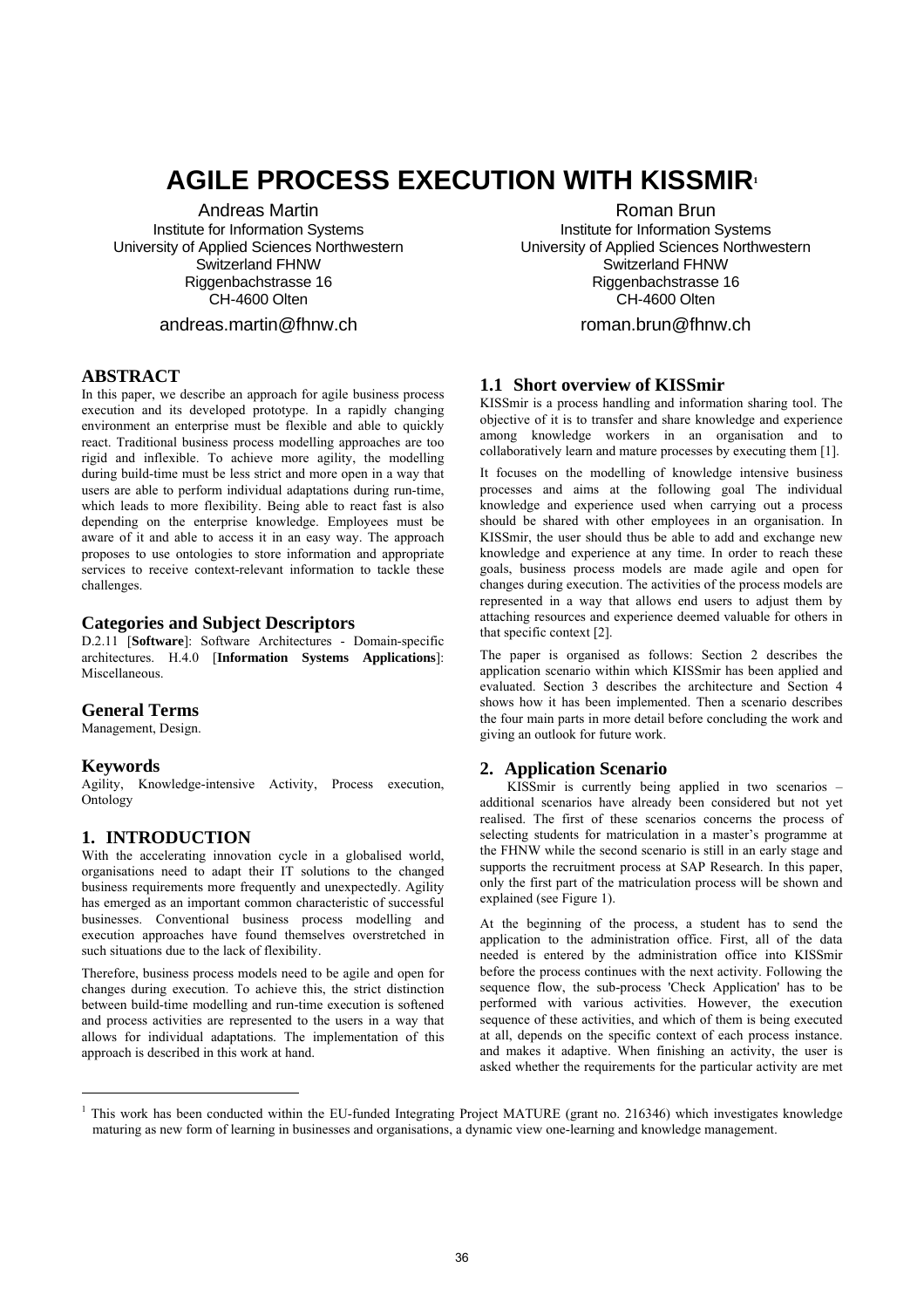# AGILE PROCESS EXECUTION WITH KISSMIR[1]

Andreas Martin
Institute for Information Systems
University of Applied Sciences Northwestern Switzerland FHNW
Riggenbachstrasse 16
CH-4600 Olten
andreas.martin@fhnw.ch

Roman Brun
Institute for Information Systems
University of Applied Sciences Northwestern Switzerland FHNW
Riggenbachstrasse 16
CH-4600 Olten
roman.brun@fhnw.ch

## ABSTRACT

In this paper, we describe an approach for agile business process execution and its developed prototype. In a rapidly changing environment an enterprise must be flexible and able to quickly react. Traditional business process modelling approaches are too rigid and inflexible. To achieve more agility, the modelling during build-time must be less strict and more open in a way that users are able to perform individual adaptations during run-time, which leads to more flexibility. Being able to react fast is also depending on the enterprise knowledge. Employees must be aware of it and able to access it in an easy way. The approach proposes to use ontologies to store information and appropriate services to receive context-relevant information to tackle these challenges.

### Categories and Subject Descriptors

D.2.11 [**Software**]: Software Architectures - Domain-specific architectures. H.4.0 [**Information Systems Applications**]: Miscellaneous.

### General Terms

Management, Design.

### Keywords

Agility, Knowledge-intensive Activity, Process execution, Ontology

## 1. INTRODUCTION

With the accelerating innovation cycle in a globalised world, organisations need to adapt their IT solutions to the changed business requirements more frequently and unexpectedly. Agility has emerged as an important common characteristic of successful businesses. Conventional business process modelling and execution approaches have found themselves overstretched in such situations due to the lack of flexibility.

Therefore, business process models need to be agile and open for changes during execution. To achieve this, the strict distinction between build-time modelling and run-time execution is softened and process activities are represented to the users in a way that allows for individual adaptations. The implementation of this approach is described in this work at hand.

### 1.1 Short overview of KISSmir

KISSmir is a process handling and information sharing tool. The objective of it is to transfer and share knowledge and experience among knowledge workers in an organisation and to collaboratively learn and mature processes by executing them [1].

It focuses on the modelling of knowledge intensive business processes and aims at the following goal The individual knowledge and experience used when carrying out a process should be shared with other employees in an organisation. In KISSmir, the user should thus be able to add and exchange new knowledge and experience at any time. In order to reach these goals, business process models are made agile and open for changes during execution. The activities of the process models are represented in a way that allows end users to adjust them by attaching resources and experience deemed valuable for others in that specific context [2].

The paper is organised as follows: Section 2 describes the application scenario within which KISSmir has been applied and evaluated. Section 3 describes the architecture and Section 4 shows how it has been implemented. Then a scenario describes the four main parts in more detail before concluding the work and giving an outlook for future work.

## 2. Application Scenario

KISSmir is currently being applied in two scenarios – additional scenarios have already been considered but not yet realised. The first of these scenarios concerns the process of selecting students for matriculation in a master's programme at the FHNW while the second scenario is still in an early stage and supports the recruitment process at SAP Research. In this paper, only the first part of the matriculation process will be shown and explained (see Figure 1).

At the beginning of the process, a student has to send the application to the administration office. First, all of the data needed is entered by the administration office into KISSmir before the process continues with the next activity. Following the sequence flow, the sub-process 'Check Application' has to be performed with various activities. However, the execution sequence of these activities, and which of them is being executed at all, depends on the specific context of each process instance. and makes it adaptive. When finishing an activity, the user is asked whether the requirements for the particular activity are met

---

[1] This work has been conducted within the EU-funded Integrating Project MATURE (grant no. 216346) which investigates knowledge maturing as new form of learning in businesses and organisations, a dynamic view one-learning and knowledge management.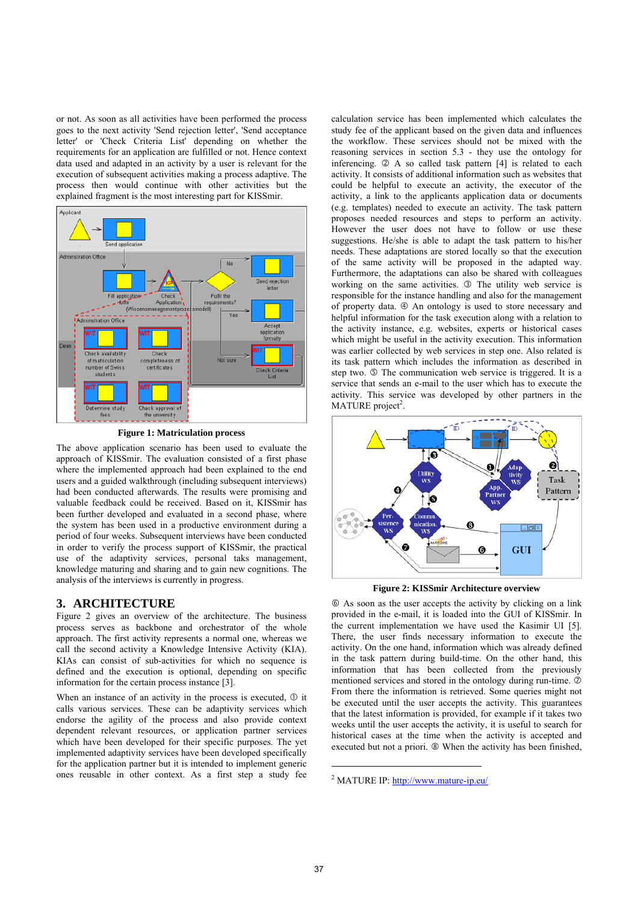or not. As soon as all activities have been performed the process goes to the next activity 'Send rejection letter', 'Send acceptance letter' or 'Check Criteria List' depending on whether the requirements for an application are fulfilled or not. Hence context data used and adapted in an activity by a user is relevant for the execution of subsequent activities making a process adaptive. The process then would continue with other activities but the explained fragment is the most interesting part for KISSmir.

**Figure 1: Matriculation process**

The above application scenario has been used to evaluate the approach of KISSmir. The evaluation consisted of a first phase where the implemented approach had been explained to the end users and a guided walkthrough (including subsequent interviews) had been conducted afterwards. The results were promising and valuable feedback could be received. Based on it, KISSmir has been further developed and evaluated in a second phase, where the system has been used in a productive environment during a period of four weeks. Subsequent interviews have been conducted in order to verify the process support of KISSmir, the practical use of the adaptivity services, personal taks management, knowledge maturing and sharing and to gain new cognitions. The analysis of the interviews is currently in progress.

## 3. ARCHITECTURE

Figure 2 gives an overview of the architecture. The business process serves as backbone and orchestrator of the whole approach. The first activity represents a normal one, whereas we call the second activity a Knowledge Intensive Activity (KIA). KIAs can consist of sub-activities for which no sequence is defined and the execution is optional, depending on specific information for the certain process instance [3].

When an instance of an activity in the process is executed, ① it calls various services. These can be adaptivity services which endorse the agility of the process and also provide context dependent relevant resources, or application partner services which have been developed for their specific purposes. The yet implemented adaptivity services have been developed specifically for the application partner but it is intended to implement generic ones reusable in other context. As a first step a study fee calculation service has been implemented which calculates the study fee of the applicant based on the given data and influences the workflow. These services should not be mixed with the reasoning services in section 5.3 - they use the ontology for inferencing. ② A so called task pattern [4] is related to each activity. It consists of additional information such as websites that could be helpful to execute an activity, the executor of the activity, a link to the applicants application data or documents (e.g. templates) needed to execute an activity. The task pattern proposes needed resources and steps to perform an activity. However the user does not have to follow or use these suggestions. He/she is able to adapt the task pattern to his/her needs. These adaptations are stored locally so that the execution of the same activity will be proposed in the adapted way. Furthermore, the adaptations can also be shared with colleagues working on the same activities. ③ The utility web service is responsible for the instance handling and also for the management of property data. ④ An ontology is used to store necessary and helpful information for the task execution along with a relation to the activity instance, e.g. websites, experts or historical cases which might be useful in the activity execution. This information was earlier collected by web services in step one. Also related is its task pattern which includes the information as described in step two. ⑤ The communication web service is triggered. It is a service that sends an e-mail to the user which has to execute the activity. This service was developed by other partners in the MATURE project[2].

**Figure 2: KISSmir Architecture overview**

⑥ As soon as the user accepts the activity by clicking on a link provided in the e-mail, it is loaded into the GUI of KISSmir. In the current implementation we have used the Kasimir UI [5]. There, the user finds necessary information to execute the activity. On the one hand, information which was already defined in the task pattern during build-time. On the other hand, this information that has been collected from the previously mentioned services and stored in the ontology during run-time. ⑦ From there the information is retrieved. Some queries might not be executed until the user accepts the activity. This guarantees that the latest information is provided, for example if it takes two weeks until the user accepts the activity, it is useful to search for historical cases at the time when the activity is accepted and executed but not a priori. ⑧ When the activity has been finished,

[2] MATURE IP: http://www.mature-ip.eu/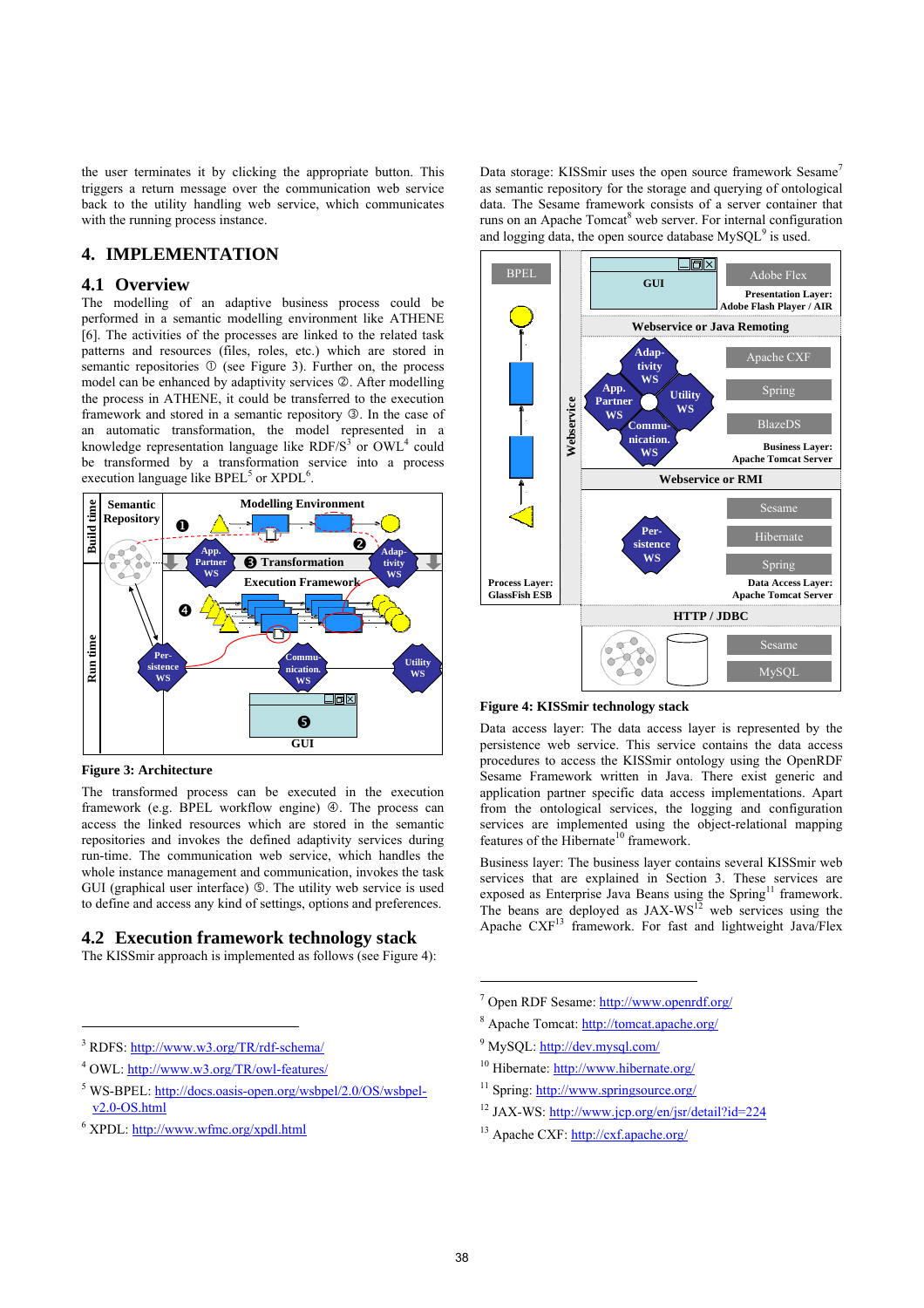the user terminates it by clicking the appropriate button. This triggers a return message over the communication web service back to the utility handling web service, which communicates with the running process instance.

# 4. IMPLEMENTATION

## 4.1 Overview

The modelling of an adaptive business process could be performed in a semantic modelling environment like ATHENE [6]. The activities of the processes are linked to the related task patterns and resources (files, roles, etc.) which are stored in semantic repositories ① (see Figure 3). Further on, the process model can be enhanced by adaptivity services ②. After modelling the process in ATHENE, it could be transferred to the execution framework and stored in a semantic repository ③. In the case of an automatic transformation, the model represented in a knowledge representation language like RDF/S[3] or OWL[4] could be transformed by a transformation service into a process execution language like BPEL[5] or XPDL[6].

**Figure 3: Architecture**

The transformed process can be executed in the execution framework (e.g. BPEL workflow engine) ④. The process can access the linked resources which are stored in the semantic repositories and invokes the defined adaptivity services during run-time. The communication web service, which handles the whole instance management and communication, invokes the task GUI (graphical user interface) ⑤. The utility web service is used to define and access any kind of settings, options and preferences.

## 4.2 Execution framework technology stack

The KISSmir approach is implemented as follows (see Figure 4):

Data storage: KISSmir uses the open source framework Sesame[7] as semantic repository for the storage and querying of ontological data. The Sesame framework consists of a server container that runs on an Apache Tomcat[8] web server. For internal configuration and logging data, the open source database MySQL[9] is used.

**Figure 4: KISSmir technology stack**

Data access layer: The data access layer is represented by the persistence web service. This service contains the data access procedures to access the KISSmir ontology using the OpenRDF Sesame Framework written in Java. There exist generic and application partner specific data access implementations. Apart from the ontological services, the logging and configuration services are implemented using the object-relational mapping features of the Hibernate[10] framework.

Business layer: The business layer contains several KISSmir web services that are explained in Section 3. These services are exposed as Enterprise Java Beans using the Spring[11] framework. The beans are deployed as JAX-WS[12] web services using the Apache CXF[13] framework. For fast and lightweight Java/Flex

---

[3] RDFS: http://www.w3.org/TR/rdf-schema/

[4] OWL: http://www.w3.org/TR/owl-features/

[5] WS-BPEL: http://docs.oasis-open.org/wsbpel/2.0/OS/wsbpel-v2.0-OS.html

[6] XPDL: http://www.wfmc.org/xpdl.html

[7] Open RDF Sesame: http://www.openrdf.org/

[8] Apache Tomcat: http://tomcat.apache.org/

[9] MySQL: http://dev.mysql.com/

[10] Hibernate: http://www.hibernate.org/

[11] Spring: http://www.springsource.org/

[12] JAX-WS: http://www.jcp.org/en/jsr/detail?id=224

[13] Apache CXF: http://cxf.apache.org/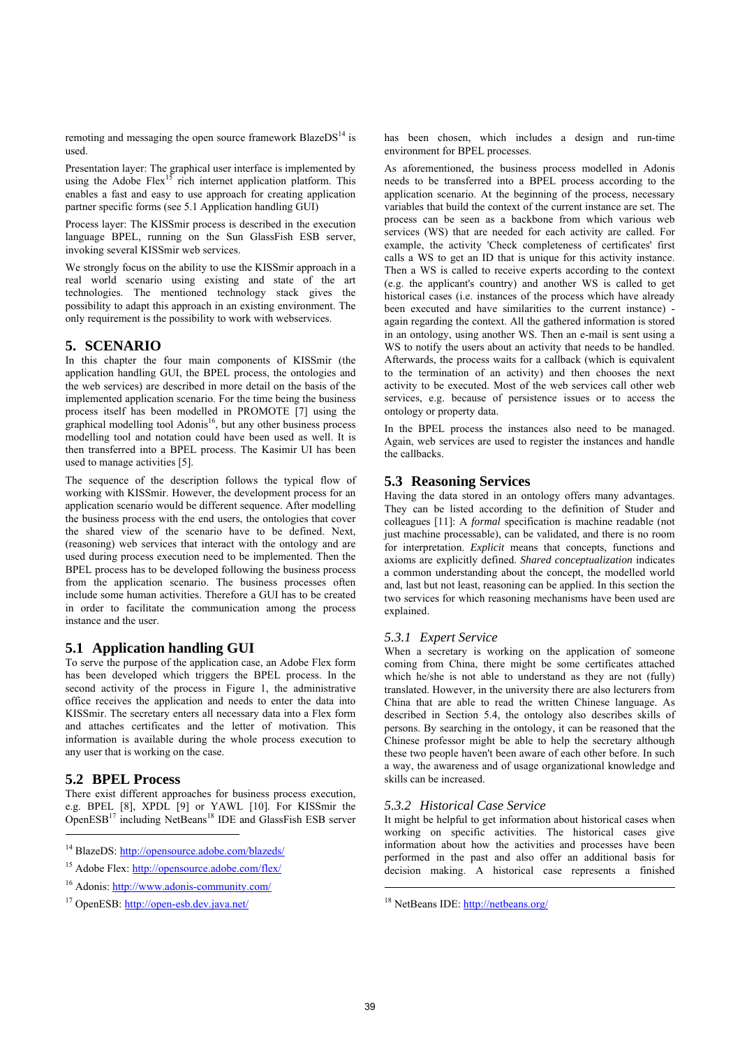remoting and messaging the open source framework BlazeDS[14] is used.

Presentation layer: The graphical user interface is implemented by using the Adobe Flex[15] rich internet application platform. This enables a fast and easy to use approach for creating application partner specific forms (see 5.1 Application handling GUI)

Process layer: The KISSmir process is described in the execution language BPEL, running on the Sun GlassFish ESB server, invoking several KISSmir web services.

We strongly focus on the ability to use the KISSmir approach in a real world scenario using existing and state of the art technologies. The mentioned technology stack gives the possibility to adapt this approach in an existing environment. The only requirement is the possibility to work with webservices.

## 5. SCENARIO

In this chapter the four main components of KISSmir (the application handling GUI, the BPEL process, the ontologies and the web services) are described in more detail on the basis of the implemented application scenario. For the time being the business process itself has been modelled in PROMOTE [7] using the graphical modelling tool Adonis[16], but any other business process modelling tool and notation could have been used as well. It is then transferred into a BPEL process. The Kasimir UI has been used to manage activities [5].

The sequence of the description follows the typical flow of working with KISSmir. However, the development process for an application scenario would be different sequence. After modelling the business process with the end users, the ontologies that cover the shared view of the scenario have to be defined. Next, (reasoning) web services that interact with the ontology and are used during process execution need to be implemented. Then the BPEL process has to be developed following the business process from the application scenario. The business processes often include some human activities. Therefore a GUI has to be created in order to facilitate the communication among the process instance and the user.

### 5.1 Application handling GUI

To serve the purpose of the application case, an Adobe Flex form has been developed which triggers the BPEL process. In the second activity of the process in Figure 1, the administrative office receives the application and needs to enter the data into KISSmir. The secretary enters all necessary data into a Flex form and attaches certificates and the letter of motivation. This information is available during the whole process execution to any user that is working on the case.

### 5.2 BPEL Process

There exist different approaches for business process execution, e.g. BPEL [8], XPDL [9] or YAWL [10]. For KISSmir the OpenESB[17] including NetBeans[18] IDE and GlassFish ESB server has been chosen, which includes a design and run-time environment for BPEL processes.

As aforementioned, the business process modelled in Adonis needs to be transferred into a BPEL process according to the application scenario. At the beginning of the process, necessary variables that build the context of the current instance are set. The process can be seen as a backbone from which various web services (WS) that are needed for each activity are called. For example, the activity 'Check completeness of certificates' first calls a WS to get an ID that is unique for this activity instance. Then a WS is called to receive experts according to the context (e.g. the applicant's country) and another WS is called to get historical cases (i.e. instances of the process which have already been executed and have similarities to the current instance) - again regarding the context. All the gathered information is stored in an ontology, using another WS. Then an e-mail is sent using a WS to notify the users about an activity that needs to be handled. Afterwards, the process waits for a callback (which is equivalent to the termination of an activity) and then chooses the next activity to be executed. Most of the web services call other web services, e.g. because of persistence issues or to access the ontology or property data.

In the BPEL process the instances also need to be managed. Again, web services are used to register the instances and handle the callbacks.

### 5.3 Reasoning Services

Having the data stored in an ontology offers many advantages. They can be listed according to the definition of Studer and colleagues [11]: A *formal* specification is machine readable (not just machine processable), can be validated, and there is no room for interpretation. *Explicit* means that concepts, functions and axioms are explicitly defined. *Shared conceptualization* indicates a common understanding about the concept, the modelled world and, last but not least, reasoning can be applied. In this section the two services for which reasoning mechanisms have been used are explained.

#### *5.3.1 Expert Service*

When a secretary is working on the application of someone coming from China, there might be some certificates attached which he/she is not able to understand as they are not (fully) translated. However, in the university there are also lecturers from China that are able to read the written Chinese language. As described in Section 5.4, the ontology also describes skills of persons. By searching in the ontology, it can be reasoned that the Chinese professor might be able to help the secretary although these two people haven't been aware of each other before. In such a way, the awareness and of usage organizational knowledge and skills can be increased.

#### *5.3.2 Historical Case Service*

It might be helpful to get information about historical cases when working on specific activities. The historical cases give information about how the activities and processes have been performed in the past and also offer an additional basis for decision making. A historical case represents a finished

---

[14] BlazeDS: http://opensource.adobe.com/blazeds/

[15] Adobe Flex: http://opensource.adobe.com/flex/

[16] Adonis: http://www.adonis-community.com/

[17] OpenESB: http://open-esb.dev.java.net/

[18] NetBeans IDE: http://netbeans.org/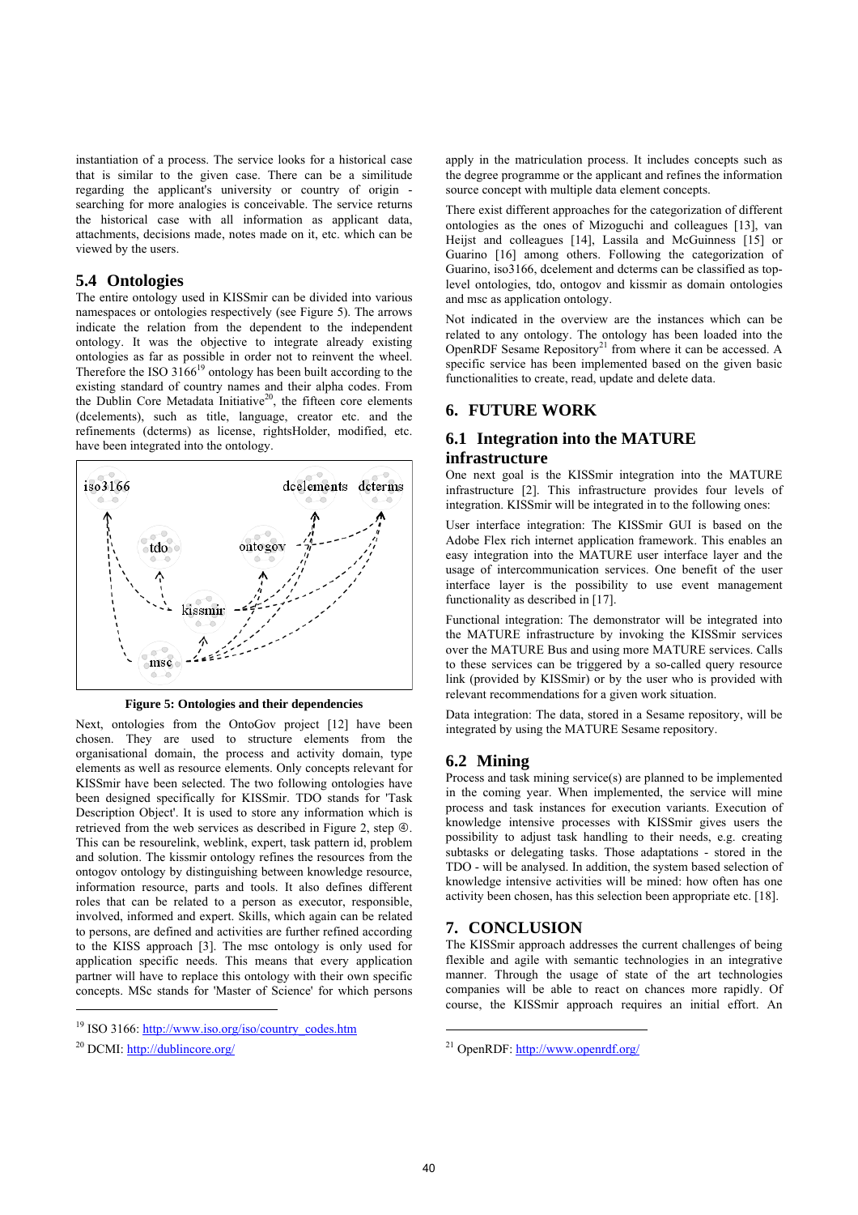instantiation of a process. The service looks for a historical case that is similar to the given case. There can be a similitude regarding the applicant's university or country of origin - searching for more analogies is conceivable. The service returns the historical case with all information as applicant data, attachments, decisions made, notes made on it, etc. which can be viewed by the users.

## 5.4 Ontologies

The entire ontology used in KISSmir can be divided into various namespaces or ontologies respectively (see Figure 5). The arrows indicate the relation from the dependent to the independent ontology. It was the objective to integrate already existing ontologies as far as possible in order not to reinvent the wheel. Therefore the ISO 3166[19] ontology has been built according to the existing standard of country names and their alpha codes. From the Dublin Core Metadata Initiative[20], the fifteen core elements (dcelements), such as title, language, creator etc. and the refinements (dcterms) as license, rightsHolder, modified, etc. have been integrated into the ontology.

**Figure 5: Ontologies and their dependencies**

Next, ontologies from the OntoGov project [12] have been chosen. They are used to structure elements from the organisational domain, the process and activity domain, type elements as well as resource elements. Only concepts relevant for KISSmir have been selected. The two following ontologies have been designed specifically for KISSmir. TDO stands for 'Task Description Object'. It is used to store any information which is retrieved from the web services as described in Figure 2, step ④. This can be resourcelink, weblink, expert, task pattern id, problem and solution. The kissmir ontology refines the resources from the ontogov ontology by distinguishing between knowledge resource, information resource, parts and tools. It also defines different roles that can be related to a person as executor, responsible, involved, informed and expert. Skills, which again can be related to persons, are defined and activities are further refined according to the KISS approach [3]. The msc ontology is only used for application specific needs. This means that every application partner will have to replace this ontology with their own specific concepts. MSc stands for 'Master of Science' for which persons apply in the matriculation process. It includes concepts such as the degree programme or the applicant and refines the information source concept with multiple data element concepts.

There exist different approaches for the categorization of different ontologies as the ones of Mizoguchi and colleagues [13], van Heijst and colleagues [14], Lassila and McGuinness [15] or Guarino [16] among others. Following the categorization of Guarino, iso3166, dcelement and dcterms can be classified as top-level ontologies, tdo, ontogov and kissmir as domain ontologies and msc as application ontology.

Not indicated in the overview are the instances which can be related to any ontology. The ontology has been loaded into the OpenRDF Sesame Repository[21] from where it can be accessed. A specific service has been implemented based on the given basic functionalities to create, read, update and delete data.

# 6. FUTURE WORK

## 6.1 Integration into the MATURE infrastructure

One next goal is the KISSmir integration into the MATURE infrastructure [2]. This infrastructure provides four levels of integration. KISSmir will be integrated in to the following ones:

User interface integration: The KISSmir GUI is based on the Adobe Flex rich internet application framework. This enables an easy integration into the MATURE user interface layer and the usage of intercommunication services. One benefit of the user interface layer is the possibility to use event management functionality as described in [17].

Functional integration: The demonstrator will be integrated into the MATURE infrastructure by invoking the KISSmir services over the MATURE Bus and using more MATURE services. Calls to these services can be triggered by a so-called query resource link (provided by KISSmir) or by the user who is provided with relevant recommendations for a given work situation.

Data integration: The data, stored in a Sesame repository, will be integrated by using the MATURE Sesame repository.

## 6.2 Mining

Process and task mining service(s) are planned to be implemented in the coming year. When implemented, the service will mine process and task instances for execution variants. Execution of knowledge intensive processes with KISSmir gives users the possibility to adjust task handling to their needs, e.g. creating subtasks or delegating tasks. Those adaptations - stored in the TDO - will be analysed. In addition, the system based selection of knowledge intensive activities will be mined: how often has one activity been chosen, has this selection been appropriate etc. [18].

# 7. CONCLUSION

The KISSmir approach addresses the current challenges of being flexible and agile with semantic technologies in an integrative manner. Through the usage of state of the art technologies companies will be able to react on chances more rapidly. Of course, the KISSmir approach requires an initial effort. An

---

[19] ISO 3166: http://www.iso.org/iso/country_codes.htm

[20] DCMI: http://dublincore.org/

[21] OpenRDF: http://www.openrdf.org/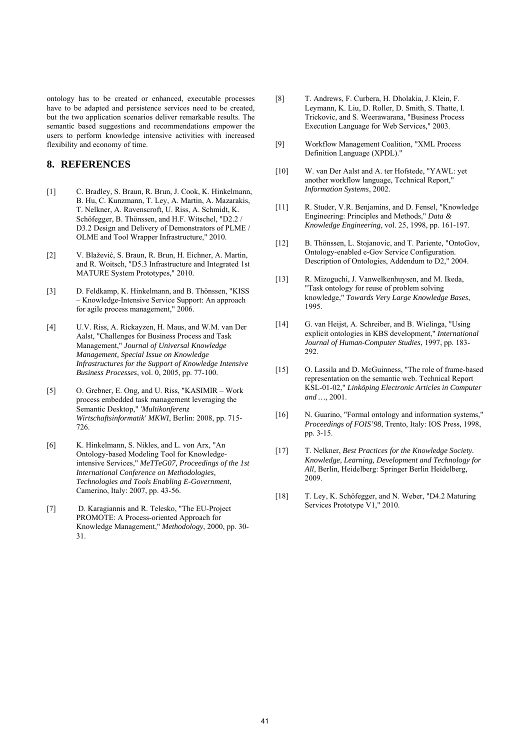ontology has to be created or enhanced, executable processes have to be adapted and persistence services need to be created, but the two application scenarios deliver remarkable results. The semantic based suggestions and recommendations empower the users to perform knowledge intensive activities with increased flexibility and economy of time.

## 8. REFERENCES

[1] C. Bradley, S. Braun, R. Brun, J. Cook, K. Hinkelmann, B. Hu, C. Kunzmann, T. Ley, A. Martin, A. Mazarakis, T. Nelkner, A. Ravenscroft, U. Riss, A. Schmidt, K. Schöfegger, B. Thönssen, and H.F. Witschel, "D2.2 / D3.2 Design and Delivery of Demonstrators of PLME / OLME and Tool Wrapper Infrastructure," 2010.

[2] V. Blažević, S. Braun, R. Brun, H. Eichner, A. Martin, and R. Woitsch, "D5.3 Infrastructure and Integrated 1st MATURE System Prototypes," 2010.

[3] D. Feldkamp, K. Hinkelmann, and B. Thönssen, "KISS – Knowledge-Intensive Service Support: An approach for agile process management," 2006.

[4] U.V. Riss, A. Rickayzen, H. Maus, and W.M. van Der Aalst, "Challenges for Business Process and Task Management," *Journal of Universal Knowledge Management, Special Issue on Knowledge Infrastructures for the Support of Knowledge Intensive Business Processes*, vol. 0, 2005, pp. 77-100.

[5] O. Grebner, E. Ong, and U. Riss, "KASIMIR – Work process embedded task management leveraging the Semantic Desktop," *'Multikonferenz Wirtschaftsinformatik' MKWI*, Berlin: 2008, pp. 715-726.

[6] K. Hinkelmann, S. Nikles, and L. von Arx, "An Ontology-based Modeling Tool for Knowledge-intensive Services," *MeTTeG07, Proceedings of the 1st International Conference on Methodologies, Technologies and Tools Enabling E-Government*, Camerino, Italy: 2007, pp. 43-56.

[7] D. Karagiannis and R. Telesko, "The EU-Project PROMOTE: A Process-oriented Approach for Knowledge Management," *Methodology*, 2000, pp. 30-31.

[8] T. Andrews, F. Curbera, H. Dholakia, J. Klein, F. Leymann, K. Liu, D. Roller, D. Smith, S. Thatte, I. Trickovic, and S. Weerawarana, "Business Process Execution Language for Web Services," 2003.

[9] Workflow Management Coalition, "XML Process Definition Language (XPDL)."

[10] W. van Der Aalst and A. ter Hofstede, "YAWL: yet another workflow language, Technical Report," *Information Systems*, 2002.

[11] R. Studer, V.R. Benjamins, and D. Fensel, "Knowledge Engineering: Principles and Methods," *Data & Knowledge Engineering*, vol. 25, 1998, pp. 161-197.

[12] B. Thönssen, L. Stojanovic, and T. Pariente, "OntoGov, Ontology-enabled e-Gov Service Configuration. Description of Ontologies, Addendum to D2," 2004.

[13] R. Mizoguchi, J. Vanwelkenhuysen, and M. Ikeda, "Task ontology for reuse of problem solving knowledge," *Towards Very Large Knowledge Bases*, 1995.

[14] G. van Heijst, A. Schreiber, and B. Wielinga, "Using explicit ontologies in KBS development," *International Journal of Human-Computer Studies*, 1997, pp. 183-292.

[15] O. Lassila and D. McGuinness, "The role of frame-based representation on the semantic web. Technical Report KSL-01-02," *Linköping Electronic Articles in Computer and …*, 2001.

[16] N. Guarino, "Formal ontology and information systems," *Proceedings of FOIS'98*, Trento, Italy: IOS Press, 1998, pp. 3-15.

[17] T. Nelkner, *Best Practices for the Knowledge Society. Knowledge, Learning, Development and Technology for All*, Berlin, Heidelberg: Springer Berlin Heidelberg, 2009.

[18] T. Ley, K. Schöfegger, and N. Weber, "D4.2 Maturing Services Prototype V1," 2010.